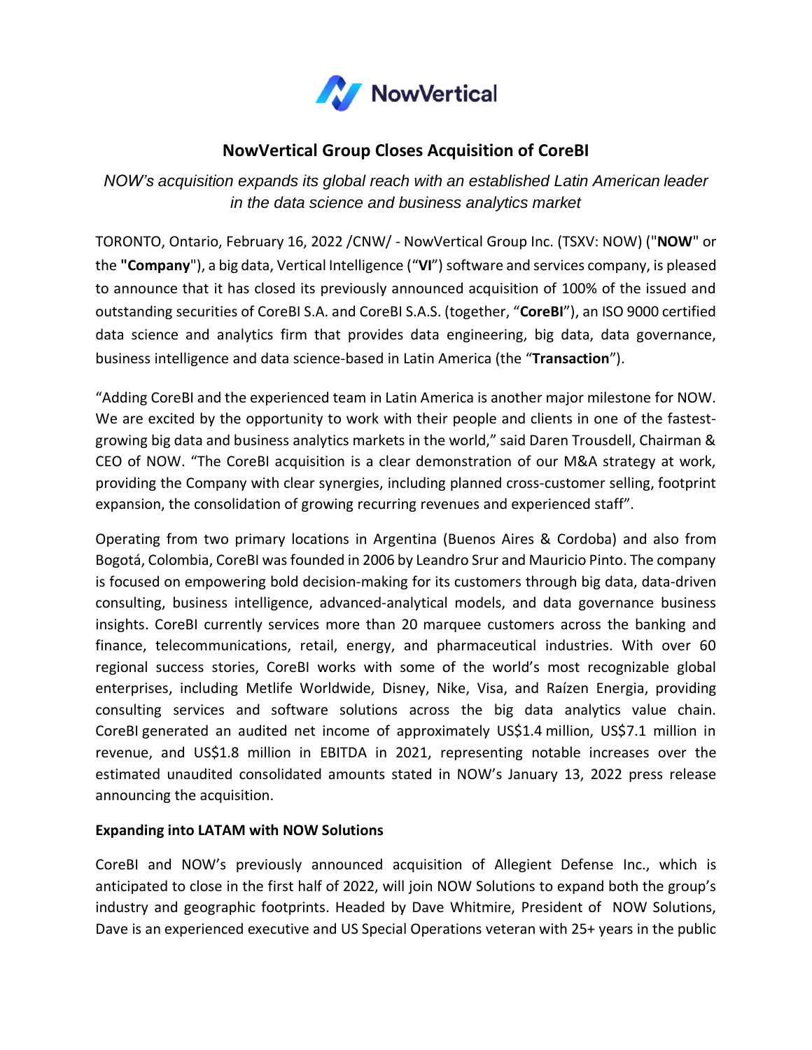NowVertical

# NowVertical Group Closes Acquisition of CoreBI

*NOW's acquisition expands its global reach with an established Latin American leader in the data science and business analytics market*

TORONTO, Ontario, February 16, 2022 /CNW/ - NowVertical Group Inc. (TSXV: NOW) ("**NOW**" or the **"Company**"), a big data, Vertical Intelligence ("**VI**") software and services company, is pleased to announce that it has closed its previously announced acquisition of 100% of the issued and outstanding securities of CoreBI S.A. and CoreBI S.A.S. (together, "**CoreBI**"), an ISO 9000 certified data science and analytics firm that provides data engineering, big data, data governance, business intelligence and data science-based in Latin America (the "**Transaction**").

"Adding CoreBI and the experienced team in Latin America is another major milestone for NOW. We are excited by the opportunity to work with their people and clients in one of the fastest-growing big data and business analytics markets in the world," said Daren Trousdell, Chairman & CEO of NOW. "The CoreBI acquisition is a clear demonstration of our M&A strategy at work, providing the Company with clear synergies, including planned cross-customer selling, footprint expansion, the consolidation of growing recurring revenues and experienced staff".

Operating from two primary locations in Argentina (Buenos Aires & Cordoba) and also from Bogotá, Colombia, CoreBI was founded in 2006 by Leandro Srur and Mauricio Pinto. The company is focused on empowering bold decision-making for its customers through big data, data-driven consulting, business intelligence, advanced-analytical models, and data governance business insights. CoreBI currently services more than 20 marquee customers across the banking and finance, telecommunications, retail, energy, and pharmaceutical industries. With over 60 regional success stories, CoreBI works with some of the world's most recognizable global enterprises, including Metlife Worldwide, Disney, Nike, Visa, and Raízen Energia, providing consulting services and software solutions across the big data analytics value chain. CoreBI generated an audited net income of approximately US$1.4 million, US$7.1 million in revenue, and US$1.8 million in EBITDA in 2021, representing notable increases over the estimated unaudited consolidated amounts stated in NOW's January 13, 2022 press release announcing the acquisition.

**Expanding into LATAM with NOW Solutions**

CoreBI and NOW's previously announced acquisition of Allegient Defense Inc., which is anticipated to close in the first half of 2022, will join NOW Solutions to expand both the group's industry and geographic footprints. Headed by Dave Whitmire, President of NOW Solutions, Dave is an experienced executive and US Special Operations veteran with 25+ years in the public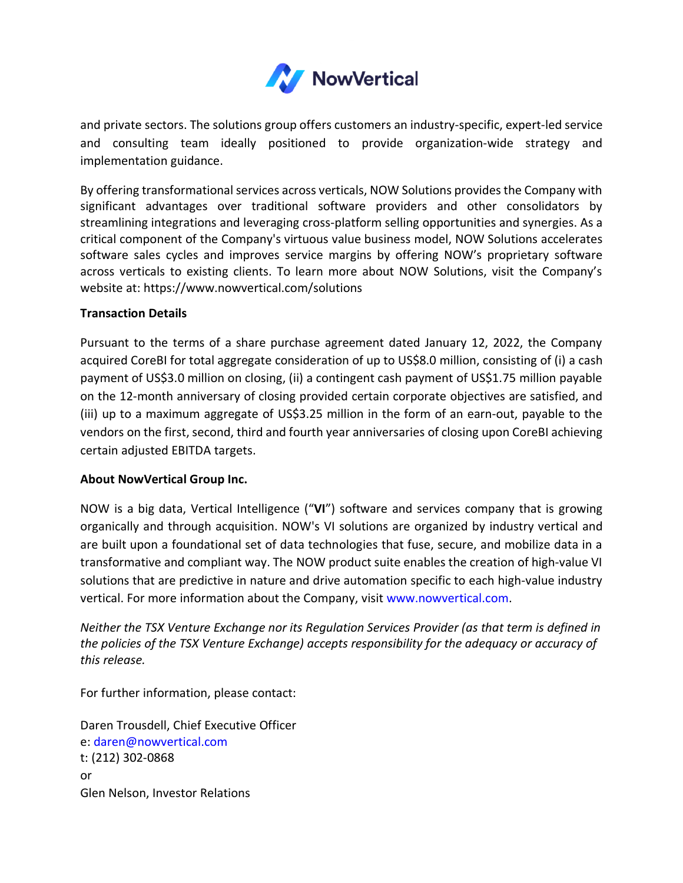and private sectors. The solutions group offers customers an industry-specific, expert-led service and consulting team ideally positioned to provide organization-wide strategy and implementation guidance.

By offering transformational services across verticals, NOW Solutions provides the Company with significant advantages over traditional software providers and other consolidators by streamlining integrations and leveraging cross-platform selling opportunities and synergies. As a critical component of the Company's virtuous value business model, NOW Solutions accelerates software sales cycles and improves service margins by offering NOW's proprietary software across verticals to existing clients. To learn more about NOW Solutions, visit the Company's website at: https://www.nowvertical.com/solutions

**Transaction Details**

Pursuant to the terms of a share purchase agreement dated January 12, 2022, the Company acquired CoreBI for total aggregate consideration of up to US$8.0 million, consisting of (i) a cash payment of US$3.0 million on closing, (ii) a contingent cash payment of US$1.75 million payable on the 12-month anniversary of closing provided certain corporate objectives are satisfied, and (iii) up to a maximum aggregate of US$3.25 million in the form of an earn-out, payable to the vendors on the first, second, third and fourth year anniversaries of closing upon CoreBI achieving certain adjusted EBITDA targets.

**About NowVertical Group Inc.**

NOW is a big data, Vertical Intelligence ("**VI**") software and services company that is growing organically and through acquisition. NOW's VI solutions are organized by industry vertical and are built upon a foundational set of data technologies that fuse, secure, and mobilize data in a transformative and compliant way. The NOW product suite enables the creation of high-value VI solutions that are predictive in nature and drive automation specific to each high-value industry vertical. For more information about the Company, visit www.nowvertical.com.

*Neither the TSX Venture Exchange nor its Regulation Services Provider (as that term is defined in the policies of the TSX Venture Exchange) accepts responsibility for the adequacy or accuracy of this release.*

For further information, please contact:

Daren Trousdell, Chief Executive Officer
e: daren@nowvertical.com
t: (212) 302-0868
or
Glen Nelson, Investor Relations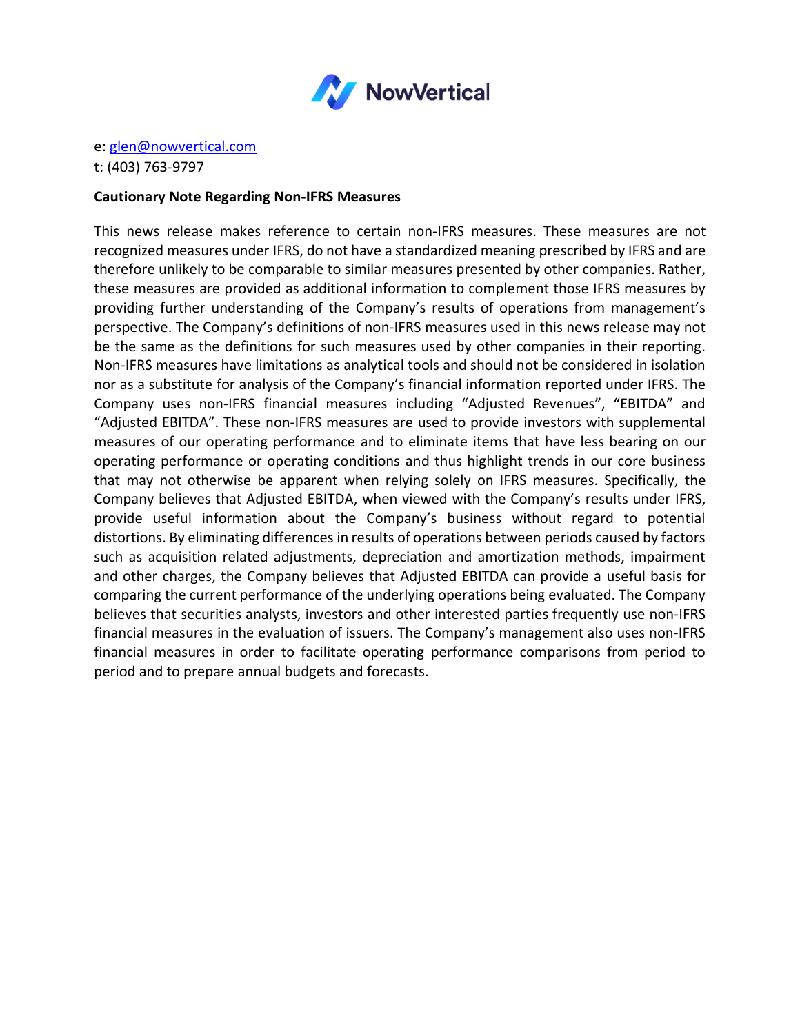e: glen@nowvertical.com
t: (403) 763-9797

**Cautionary Note Regarding Non-IFRS Measures**

This news release makes reference to certain non-IFRS measures. These measures are not recognized measures under IFRS, do not have a standardized meaning prescribed by IFRS and are therefore unlikely to be comparable to similar measures presented by other companies. Rather, these measures are provided as additional information to complement those IFRS measures by providing further understanding of the Company's results of operations from management's perspective. The Company's definitions of non-IFRS measures used in this news release may not be the same as the definitions for such measures used by other companies in their reporting. Non-IFRS measures have limitations as analytical tools and should not be considered in isolation nor as a substitute for analysis of the Company's financial information reported under IFRS. The Company uses non-IFRS financial measures including "Adjusted Revenues", "EBITDA" and "Adjusted EBITDA". These non-IFRS measures are used to provide investors with supplemental measures of our operating performance and to eliminate items that have less bearing on our operating performance or operating conditions and thus highlight trends in our core business that may not otherwise be apparent when relying solely on IFRS measures. Specifically, the Company believes that Adjusted EBITDA, when viewed with the Company's results under IFRS, provide useful information about the Company's business without regard to potential distortions. By eliminating differences in results of operations between periods caused by factors such as acquisition related adjustments, depreciation and amortization methods, impairment and other charges, the Company believes that Adjusted EBITDA can provide a useful basis for comparing the current performance of the underlying operations being evaluated. The Company believes that securities analysts, investors and other interested parties frequently use non-IFRS financial measures in the evaluation of issuers. The Company's management also uses non-IFRS financial measures in order to facilitate operating performance comparisons from period to period and to prepare annual budgets and forecasts.